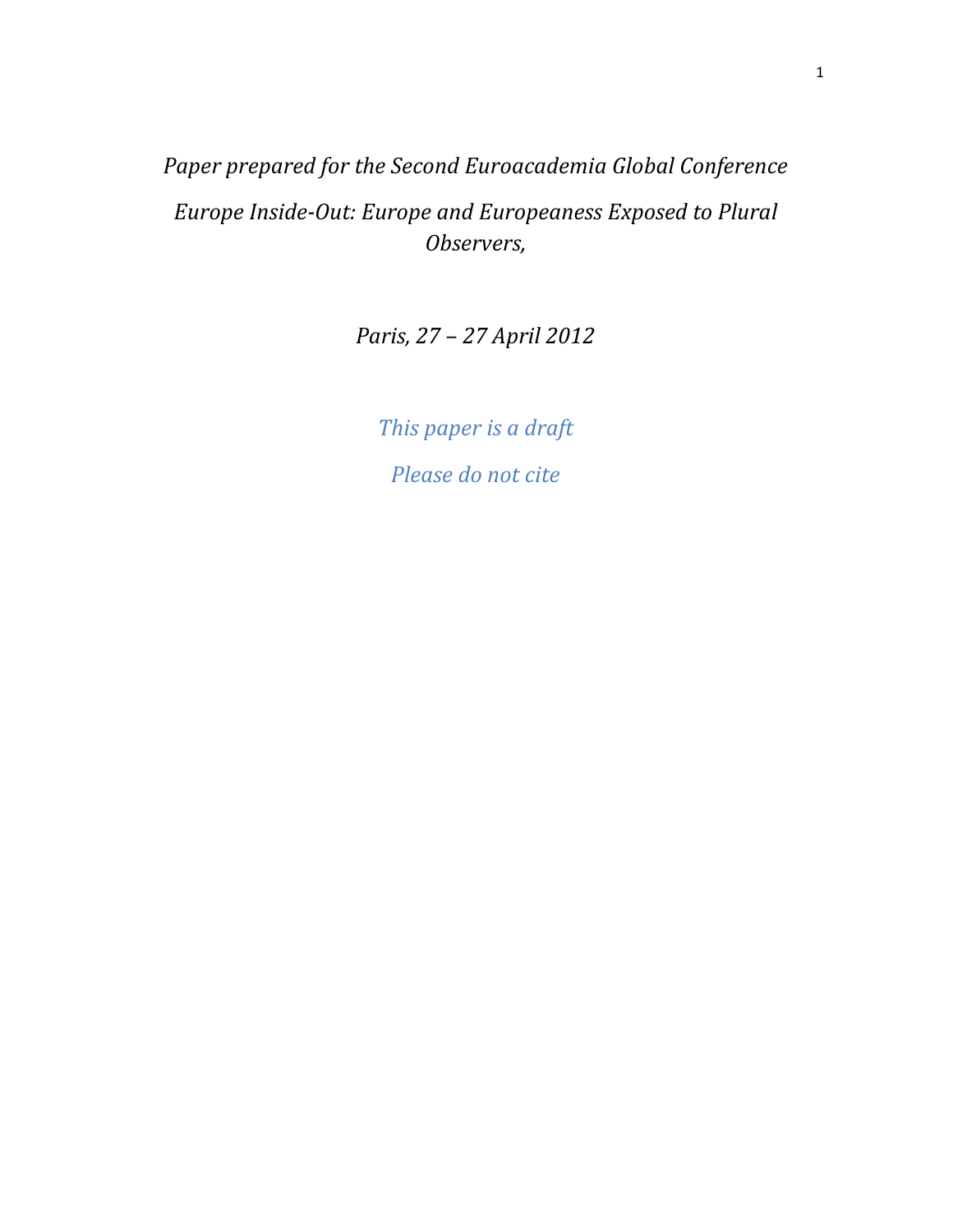*Paper prepared for the Second Euroacademia Global Conference*

*Europe Inside-Out: Europe and Europeaness Exposed to Plural Observers,*

*Paris, 27 – 27 April 2012*

*This paper is a draft*

*Please do not cite*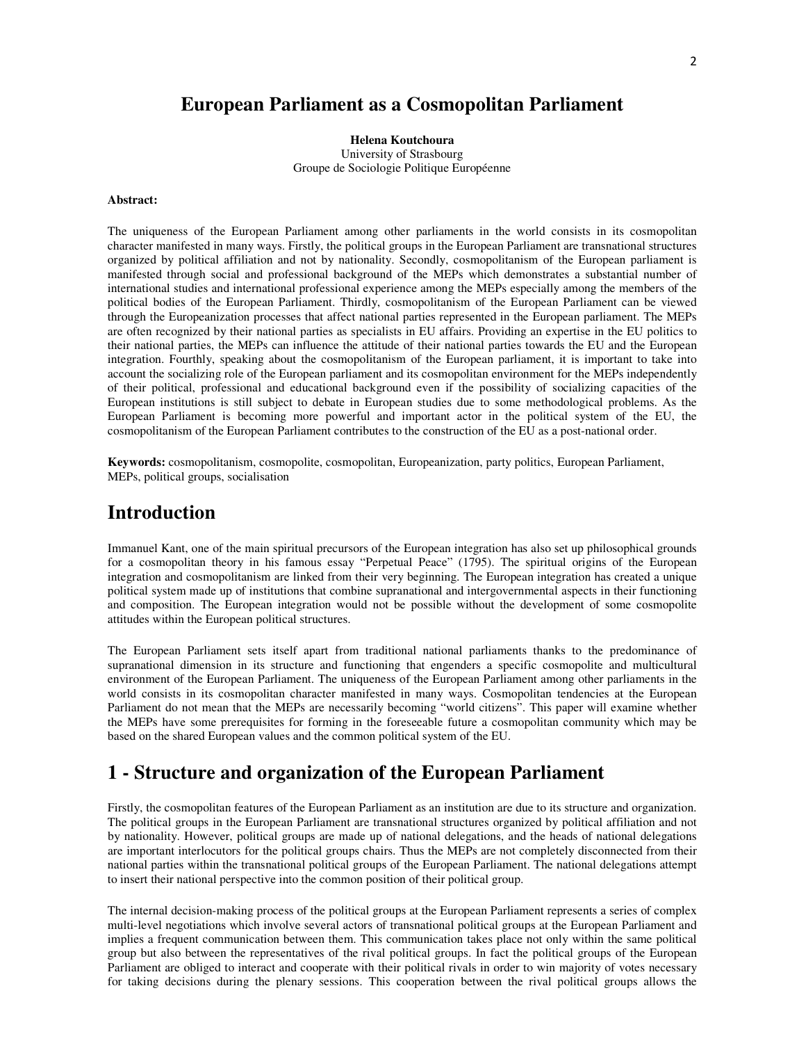# European Parliament as a Cosmopolitan Parliament

**Helena Koutchoura**
University of Strasbourg
Groupe de Sociologie Politique Européenne

**Abstract:**

The uniqueness of the European Parliament among other parliaments in the world consists in its cosmopolitan character manifested in many ways. Firstly, the political groups in the European Parliament are transnational structures organized by political affiliation and not by nationality. Secondly, cosmopolitanism of the European parliament is manifested through social and professional background of the MEPs which demonstrates a substantial number of international studies and international professional experience among the MEPs especially among the members of the political bodies of the European Parliament. Thirdly, cosmopolitanism of the European Parliament can be viewed through the Europeanization processes that affect national parties represented in the European parliament. The MEPs are often recognized by their national parties as specialists in EU affairs. Providing an expertise in the EU politics to their national parties, the MEPs can influence the attitude of their national parties towards the EU and the European integration. Fourthly, speaking about the cosmopolitanism of the European parliament, it is important to take into account the socializing role of the European parliament and its cosmopolitan environment for the MEPs independently of their political, professional and educational background even if the possibility of socializing capacities of the European institutions is still subject to debate in European studies due to some methodological problems. As the European Parliament is becoming more powerful and important actor in the political system of the EU, the cosmopolitanism of the European Parliament contributes to the construction of the EU as a post-national order.

**Keywords:** cosmopolitanism, cosmopolite, cosmopolitan, Europeanization, party politics, European Parliament, MEPs, political groups, socialisation

## Introduction

Immanuel Kant, one of the main spiritual precursors of the European integration has also set up philosophical grounds for a cosmopolitan theory in his famous essay "Perpetual Peace" (1795). The spiritual origins of the European integration and cosmopolitanism are linked from their very beginning. The European integration has created a unique political system made up of institutions that combine supranational and intergovernmental aspects in their functioning and composition. The European integration would not be possible without the development of some cosmopolite attitudes within the European political structures.

The European Parliament sets itself apart from traditional national parliaments thanks to the predominance of supranational dimension in its structure and functioning that engenders a specific cosmopolite and multicultural environment of the European Parliament. The uniqueness of the European Parliament among other parliaments in the world consists in its cosmopolitan character manifested in many ways. Cosmopolitan tendencies at the European Parliament do not mean that the MEPs are necessarily becoming "world citizens". This paper will examine whether the MEPs have some prerequisites for forming in the foreseeable future a cosmopolitan community which may be based on the shared European values and the common political system of the EU.

## 1 - Structure and organization of the European Parliament

Firstly, the cosmopolitan features of the European Parliament as an institution are due to its structure and organization. The political groups in the European Parliament are transnational structures organized by political affiliation and not by nationality. However, political groups are made up of national delegations, and the heads of national delegations are important interlocutors for the political groups chairs. Thus the MEPs are not completely disconnected from their national parties within the transnational political groups of the European Parliament. The national delegations attempt to insert their national perspective into the common position of their political group.

The internal decision-making process of the political groups at the European Parliament represents a series of complex multi-level negotiations which involve several actors of transnational political groups at the European Parliament and implies a frequent communication between them. This communication takes place not only within the same political group but also between the representatives of the rival political groups. In fact the political groups of the European Parliament are obliged to interact and cooperate with their political rivals in order to win majority of votes necessary for taking decisions during the plenary sessions. This cooperation between the rival political groups allows the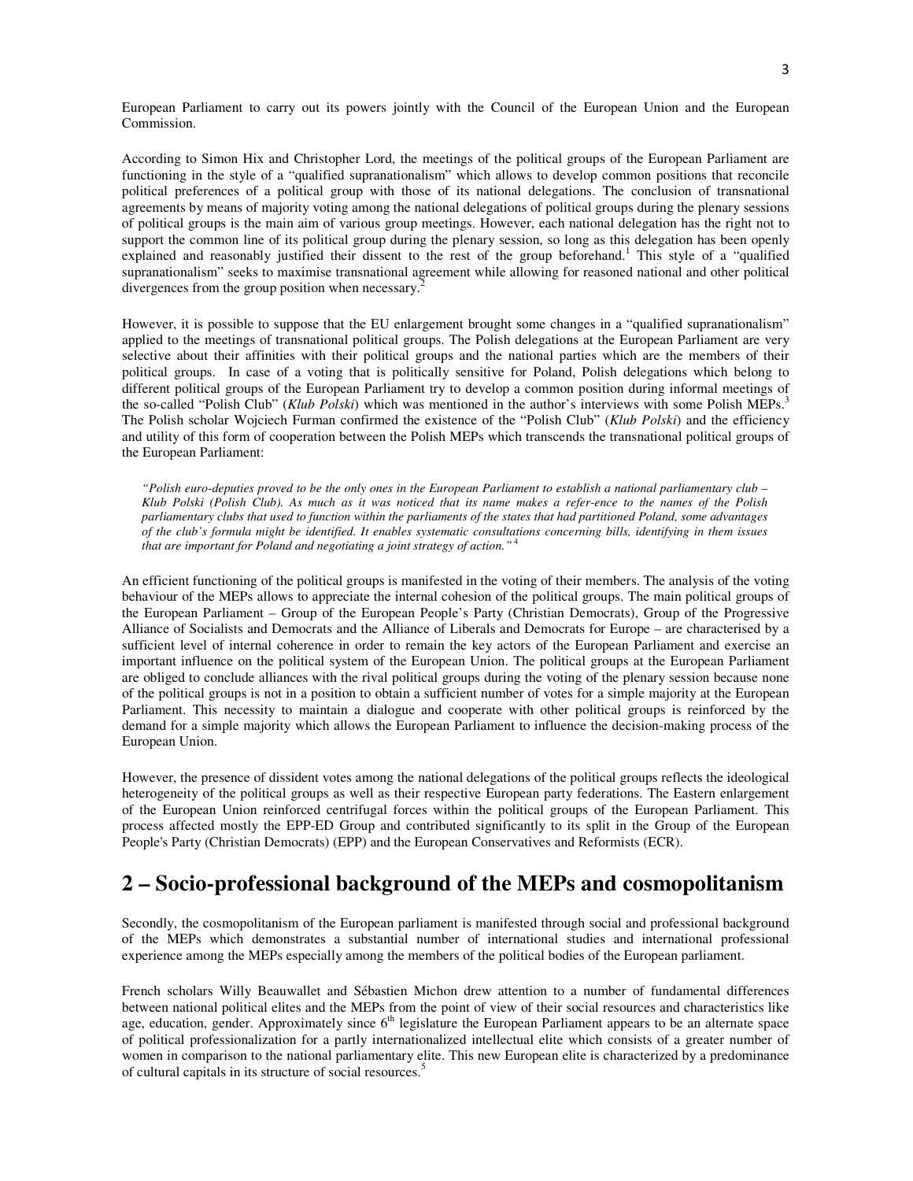European Parliament to carry out its powers jointly with the Council of the European Union and the European Commission.

According to Simon Hix and Christopher Lord, the meetings of the political groups of the European Parliament are functioning in the style of a "qualified supranationalism" which allows to develop common positions that reconcile political preferences of a political group with those of its national delegations. The conclusion of transnational agreements by means of majority voting among the national delegations of political groups during the plenary sessions of political groups is the main aim of various group meetings. However, each national delegation has the right not to support the common line of its political group during the plenary session, so long as this delegation has been openly explained and reasonably justified their dissent to the rest of the group beforehand.[1] This style of a "qualified supranationalism" seeks to maximise transnational agreement while allowing for reasoned national and other political divergences from the group position when necessary.[2]

However, it is possible to suppose that the EU enlargement brought some changes in a "qualified supranationalism" applied to the meetings of transnational political groups. The Polish delegations at the European Parliament are very selective about their affinities with their political groups and the national parties which are the members of their political groups. In case of a voting that is politically sensitive for Poland, Polish delegations which belong to different political groups of the European Parliament try to develop a common position during informal meetings of the so-called "Polish Club" (*Klub Polski*) which was mentioned in the author's interviews with some Polish MEPs.[3] The Polish scholar Wojciech Furman confirmed the existence of the "Polish Club" (*Klub Polski*) and the efficiency and utility of this form of cooperation between the Polish MEPs which transcends the transnational political groups of the European Parliament:

> *"Polish euro-deputies proved to be the only ones in the European Parliament to establish a national parliamentary club – Klub Polski (Polish Club). As much as it was noticed that its name makes a refer-ence to the names of the Polish parliamentary clubs that used to function within the parliaments of the states that had partitioned Poland, some advantages of the club's formula might be identified. It enables systematic consultations concerning bills, identifying in them issues that are important for Poland and negotiating a joint strategy of action."*[4]

An efficient functioning of the political groups is manifested in the voting of their members. The analysis of the voting behaviour of the MEPs allows to appreciate the internal cohesion of the political groups. The main political groups of the European Parliament – Group of the European People's Party (Christian Democrats), Group of the Progressive Alliance of Socialists and Democrats and the Alliance of Liberals and Democrats for Europe – are characterised by a sufficient level of internal coherence in order to remain the key actors of the European Parliament and exercise an important influence on the political system of the European Union. The political groups at the European Parliament are obliged to conclude alliances with the rival political groups during the voting of the plenary session because none of the political groups is not in a position to obtain a sufficient number of votes for a simple majority at the European Parliament. This necessity to maintain a dialogue and cooperate with other political groups is reinforced by the demand for a simple majority which allows the European Parliament to influence the decision-making process of the European Union.

However, the presence of dissident votes among the national delegations of the political groups reflects the ideological heterogeneity of the political groups as well as their respective European party federations. The Eastern enlargement of the European Union reinforced centrifugal forces within the political groups of the European Parliament. This process affected mostly the EPP-ED Group and contributed significantly to its split in the Group of the European People's Party (Christian Democrats) (EPP) and the European Conservatives and Reformists (ECR).

## 2 – Socio-professional background of the MEPs and cosmopolitanism

Secondly, the cosmopolitanism of the European parliament is manifested through social and professional background of the MEPs which demonstrates a substantial number of international studies and international professional experience among the MEPs especially among the members of the political bodies of the European parliament.

French scholars Willy Beauwallet and Sébastien Michon drew attention to a number of fundamental differences between national political elites and the MEPs from the point of view of their social resources and characteristics like age, education, gender. Approximately since 6th legislature the European Parliament appears to be an alternate space of political professionalization for a partly internationalized intellectual elite which consists of a greater number of women in comparison to the national parliamentary elite. This new European elite is characterized by a predominance of cultural capitals in its structure of social resources.[5]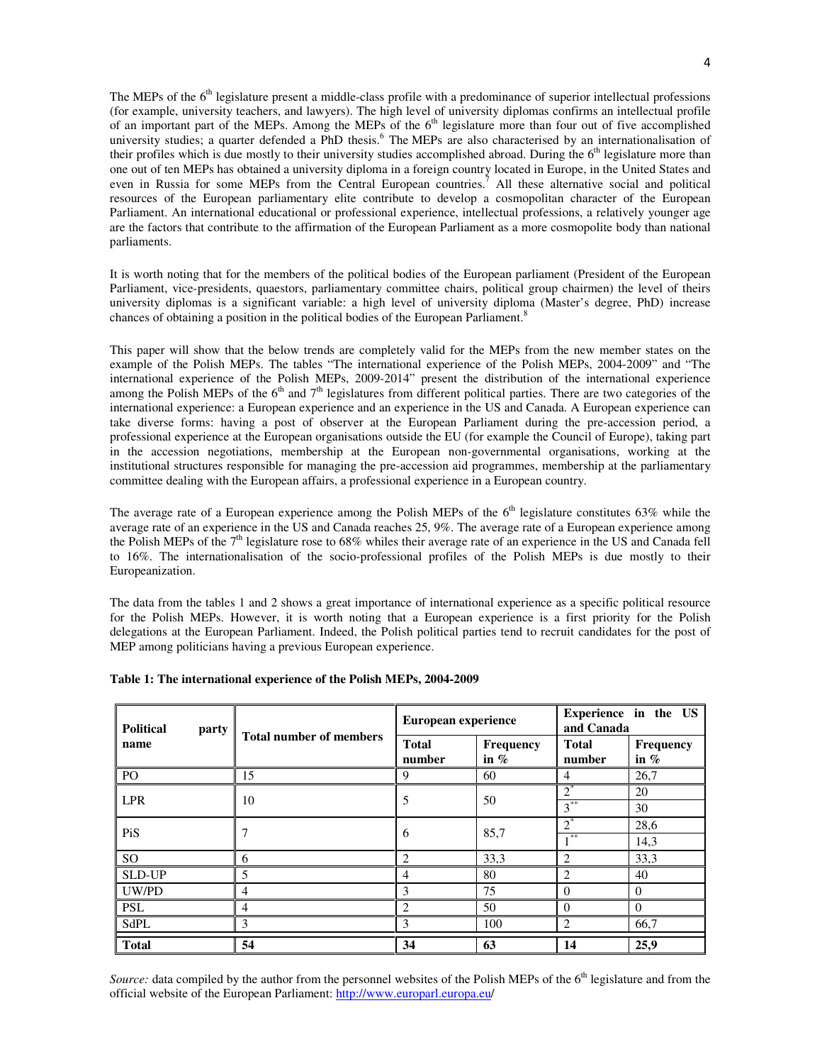The MEPs of the 6th legislature present a middle-class profile with a predominance of superior intellectual professions (for example, university teachers, and lawyers). The high level of university diplomas confirms an intellectual profile of an important part of the MEPs. Among the MEPs of the 6th legislature more than four out of five accomplished university studies; a quarter defended a PhD thesis.[6] The MEPs are also characterised by an internationalisation of their profiles which is due mostly to their university studies accomplished abroad. During the 6th legislature more than one out of ten MEPs has obtained a university diploma in a foreign country located in Europe, in the United States and even in Russia for some MEPs from the Central European countries.[7] All these alternative social and political resources of the European parliamentary elite contribute to develop a cosmopolitan character of the European Parliament. An international educational or professional experience, intellectual professions, a relatively younger age are the factors that contribute to the affirmation of the European Parliament as a more cosmopolite body than national parliaments.

It is worth noting that for the members of the political bodies of the European parliament (President of the European Parliament, vice-presidents, quaestors, parliamentary committee chairs, political group chairmen) the level of theirs university diplomas is a significant variable: a high level of university diploma (Master's degree, PhD) increase chances of obtaining a position in the political bodies of the European Parliament.[8]

This paper will show that the below trends are completely valid for the MEPs from the new member states on the example of the Polish MEPs. The tables "The international experience of the Polish MEPs, 2004-2009" and "The international experience of the Polish MEPs, 2009-2014" present the distribution of the international experience among the Polish MEPs of the 6th and 7th legislatures from different political parties. There are two categories of the international experience: a European experience and an experience in the US and Canada. A European experience can take diverse forms: having a post of observer at the European Parliament during the pre-accession period, a professional experience at the European organisations outside the EU (for example the Council of Europe), taking part in the accession negotiations, membership at the European non-governmental organisations, working at the institutional structures responsible for managing the pre-accession aid programmes, membership at the parliamentary committee dealing with the European affairs, a professional experience in a European country.

The average rate of a European experience among the Polish MEPs of the 6th legislature constitutes 63% while the average rate of an experience in the US and Canada reaches 25, 9%. The average rate of a European experience among the Polish MEPs of the 7th legislature rose to 68% whiles their average rate of an experience in the US and Canada fell to 16%. The internationalisation of the socio-professional profiles of the Polish MEPs is due mostly to their Europeanization.

The data from the tables 1 and 2 shows a great importance of international experience as a specific political resource for the Polish MEPs. However, it is worth noting that a European experience is a first priority for the Polish delegations at the European Parliament. Indeed, the Polish political parties tend to recruit candidates for the post of MEP among politicians having a previous European experience.

**Table 1: The international experience of the Polish MEPs, 2004-2009**

| Political party name | Total number of members | European experience | | Experience in the US and Canada | |
|---|---|---|---|---|---|
| | | Total number | Frequency in % | Total number | Frequency in % |
| PO | 15 | 9 | 60 | 4 | 26,7 |
| LPR | 10 | 5 | 50 | 2* | 20 |
| | | | | 3** | 30 |
| PiS | 7 | 6 | 85,7 | 2* | 28,6 |
| | | | | 1** | 14,3 |
| SO | 6 | 2 | 33,3 | 2 | 33,3 |
| SLD-UP | 5 | 4 | 80 | 2 | 40 |
| UW/PD | 4 | 3 | 75 | 0 | 0 |
| PSL | 4 | 2 | 50 | 0 | 0 |
| SdPL | 3 | 3 | 100 | 2 | 66,7 |
| **Total** | **54** | **34** | **63** | **14** | **25,9** |

*Source:* data compiled by the author from the personnel websites of the Polish MEPs of the 6th legislature and from the official website of the European Parliament: http://www.europarl.europa.eu/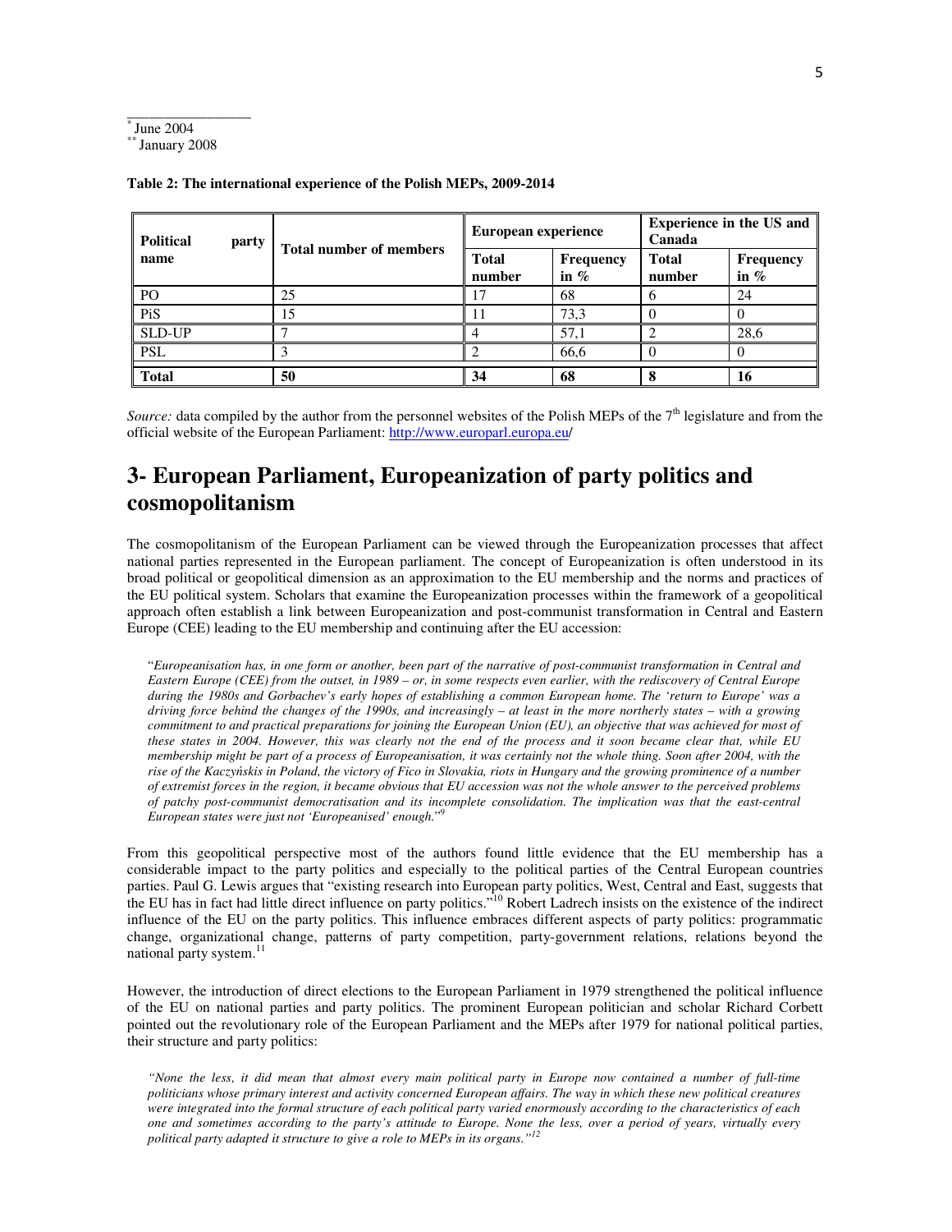[*] June 2004

[**] January 2008

**Table 2: The international experience of the Polish MEPs, 2009-2014**

| Political party name | Total number of members | European experience | | Experience in the US and Canada | |
|---|---|---|---|---|---|
| | | Total number | Frequency in % | Total number | Frequency in % |
| PO | 25 | 17 | 68 | 6 | 24 |
| PiS | 15 | 11 | 73,3 | 0 | 0 |
| SLD-UP | 7 | 4 | 57,1 | 2 | 28,6 |
| PSL | 3 | 2 | 66,6 | 0 | 0 |
| **Total** | **50** | **34** | **68** | **8** | **16** |

*Source:* data compiled by the author from the personnel websites of the Polish MEPs of the 7th legislature and from the official website of the European Parliament: http://www.europarl.europa.eu/

# 3- European Parliament, Europeanization of party politics and cosmopolitanism

The cosmopolitanism of the European Parliament can be viewed through the Europeanization processes that affect national parties represented in the European parliament. The concept of Europeanization is often understood in its broad political or geopolitical dimension as an approximation to the EU membership and the norms and practices of the EU political system. Scholars that examine the Europeanization processes within the framework of a geopolitical approach often establish a link between Europeanization and post-communist transformation in Central and Eastern Europe (CEE) leading to the EU membership and continuing after the EU accession:

> "*Europeanisation has, in one form or another, been part of the narrative of post-communist transformation in Central and Eastern Europe (CEE) from the outset, in 1989 – or, in some respects even earlier, with the rediscovery of Central Europe during the 1980s and Gorbachev's early hopes of establishing a common European home. The 'return to Europe' was a driving force behind the changes of the 1990s, and increasingly – at least in the more northerly states – with a growing commitment to and practical preparations for joining the European Union (EU), an objective that was achieved for most of these states in 2004. However, this was clearly not the end of the process and it soon became clear that, while EU membership might be part of a process of Europeanisation, it was certainly not the whole thing. Soon after 2004, with the rise of the Kaczyńskis in Poland, the victory of Fico in Slovakia, riots in Hungary and the growing prominence of a number of extremist forces in the region, it became obvious that EU accession was not the whole answer to the perceived problems of patchy post-communist democratisation and its incomplete consolidation. The implication was that the east-central European states were just not 'Europeanised' enough.*"[9]

From this geopolitical perspective most of the authors found little evidence that the EU membership has a considerable impact to the party politics and especially to the political parties of the Central European countries parties. Paul G. Lewis argues that "existing research into European party politics, West, Central and East, suggests that the EU has in fact had little direct influence on party politics."[10] Robert Ladrech insists on the existence of the indirect influence of the EU on the party politics. This influence embraces different aspects of party politics: programmatic change, organizational change, patterns of party competition, party-government relations, relations beyond the national party system.[11]

However, the introduction of direct elections to the European Parliament in 1979 strengthened the political influence of the EU on national parties and party politics. The prominent European politician and scholar Richard Corbett pointed out the revolutionary role of the European Parliament and the MEPs after 1979 for national political parties, their structure and party politics:

> *"None the less, it did mean that almost every main political party in Europe now contained a number of full-time politicians whose primary interest and activity concerned European affairs. The way in which these new political creatures were integrated into the formal structure of each political party varied enormously according to the characteristics of each one and sometimes according to the party's attitude to Europe. None the less, over a period of years, virtually every political party adapted it structure to give a role to MEPs in its organs."*[12]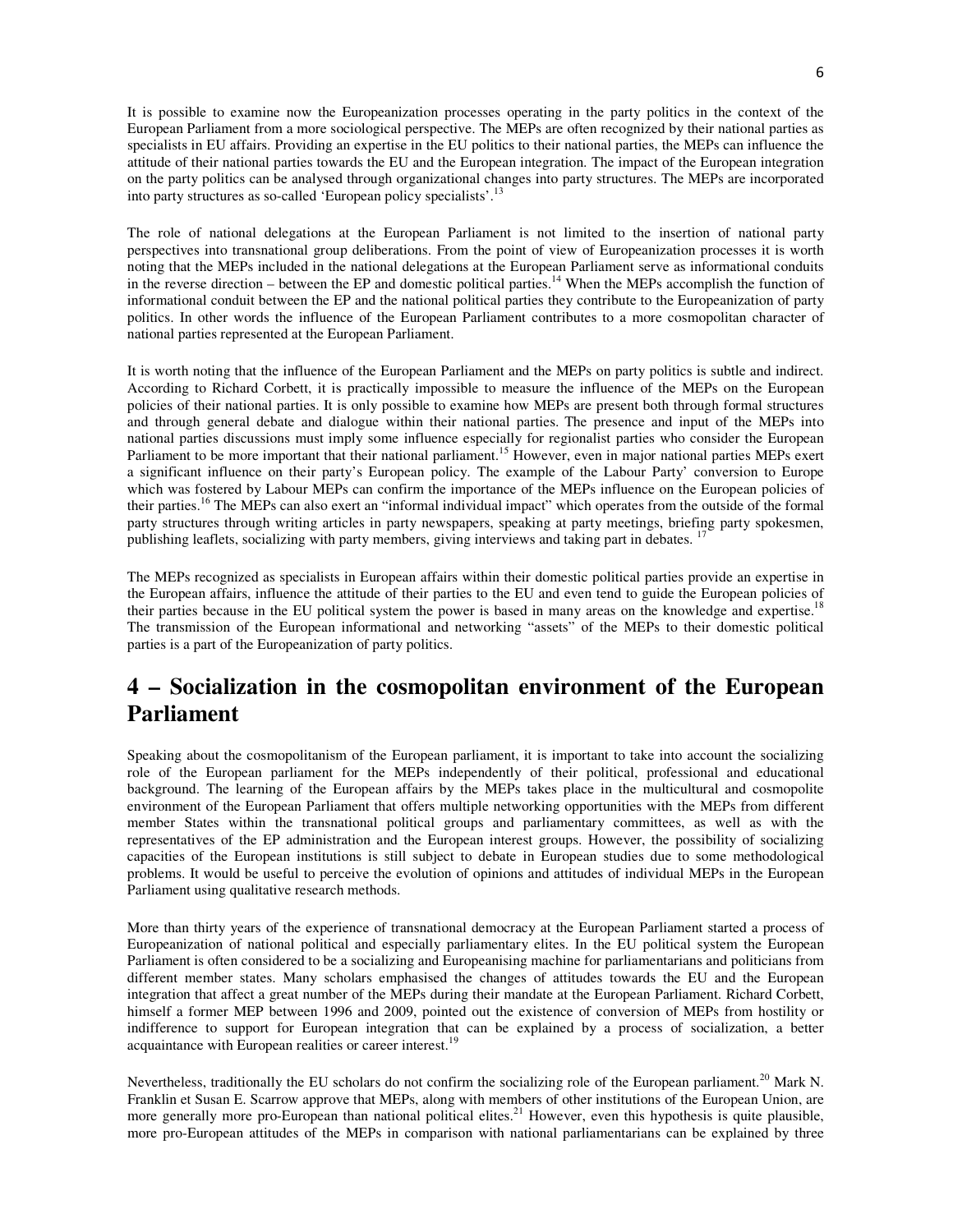It is possible to examine now the Europeanization processes operating in the party politics in the context of the European Parliament from a more sociological perspective. The MEPs are often recognized by their national parties as specialists in EU affairs. Providing an expertise in the EU politics to their national parties, the MEPs can influence the attitude of their national parties towards the EU and the European integration. The impact of the European integration on the party politics can be analysed through organizational changes into party structures. The MEPs are incorporated into party structures as so-called 'European policy specialists'.[13]

The role of national delegations at the European Parliament is not limited to the insertion of national party perspectives into transnational group deliberations. From the point of view of Europeanization processes it is worth noting that the MEPs included in the national delegations at the European Parliament serve as informational conduits in the reverse direction – between the EP and domestic political parties.[14] When the MEPs accomplish the function of informational conduit between the EP and the national political parties they contribute to the Europeanization of party politics. In other words the influence of the European Parliament contributes to a more cosmopolitan character of national parties represented at the European Parliament.

It is worth noting that the influence of the European Parliament and the MEPs on party politics is subtle and indirect. According to Richard Corbett, it is practically impossible to measure the influence of the MEPs on the European policies of their national parties. It is only possible to examine how MEPs are present both through formal structures and through general debate and dialogue within their national parties. The presence and input of the MEPs into national parties discussions must imply some influence especially for regionalist parties who consider the European Parliament to be more important that their national parliament.[15] However, even in major national parties MEPs exert a significant influence on their party's European policy. The example of the Labour Party' conversion to Europe which was fostered by Labour MEPs can confirm the importance of the MEPs influence on the European policies of their parties.[16] The MEPs can also exert an "informal individual impact" which operates from the outside of the formal party structures through writing articles in party newspapers, speaking at party meetings, briefing party spokesmen, publishing leaflets, socializing with party members, giving interviews and taking part in debates. [17]

The MEPs recognized as specialists in European affairs within their domestic political parties provide an expertise in the European affairs, influence the attitude of their parties to the EU and even tend to guide the European policies of their parties because in the EU political system the power is based in many areas on the knowledge and expertise.[18] The transmission of the European informational and networking "assets" of the MEPs to their domestic political parties is a part of the Europeanization of party politics.

# 4 – Socialization in the cosmopolitan environment of the European Parliament

Speaking about the cosmopolitanism of the European parliament, it is important to take into account the socializing role of the European parliament for the MEPs independently of their political, professional and educational background. The learning of the European affairs by the MEPs takes place in the multicultural and cosmopolite environment of the European Parliament that offers multiple networking opportunities with the MEPs from different member States within the transnational political groups and parliamentary committees, as well as with the representatives of the EP administration and the European interest groups. However, the possibility of socializing capacities of the European institutions is still subject to debate in European studies due to some methodological problems. It would be useful to perceive the evolution of opinions and attitudes of individual MEPs in the European Parliament using qualitative research methods.

More than thirty years of the experience of transnational democracy at the European Parliament started a process of Europeanization of national political and especially parliamentary elites. In the EU political system the European Parliament is often considered to be a socializing and Europeanising machine for parliamentarians and politicians from different member states. Many scholars emphasised the changes of attitudes towards the EU and the European integration that affect a great number of the MEPs during their mandate at the European Parliament. Richard Corbett, himself a former MEP between 1996 and 2009, pointed out the existence of conversion of MEPs from hostility or indifference to support for European integration that can be explained by a process of socialization, a better acquaintance with European realities or career interest.[19]

Nevertheless, traditionally the EU scholars do not confirm the socializing role of the European parliament.[20] Mark N. Franklin et Susan E. Scarrow approve that MEPs, along with members of other institutions of the European Union, are more generally more pro-European than national political elites.[21] However, even this hypothesis is quite plausible, more pro-European attitudes of the MEPs in comparison with national parliamentarians can be explained by three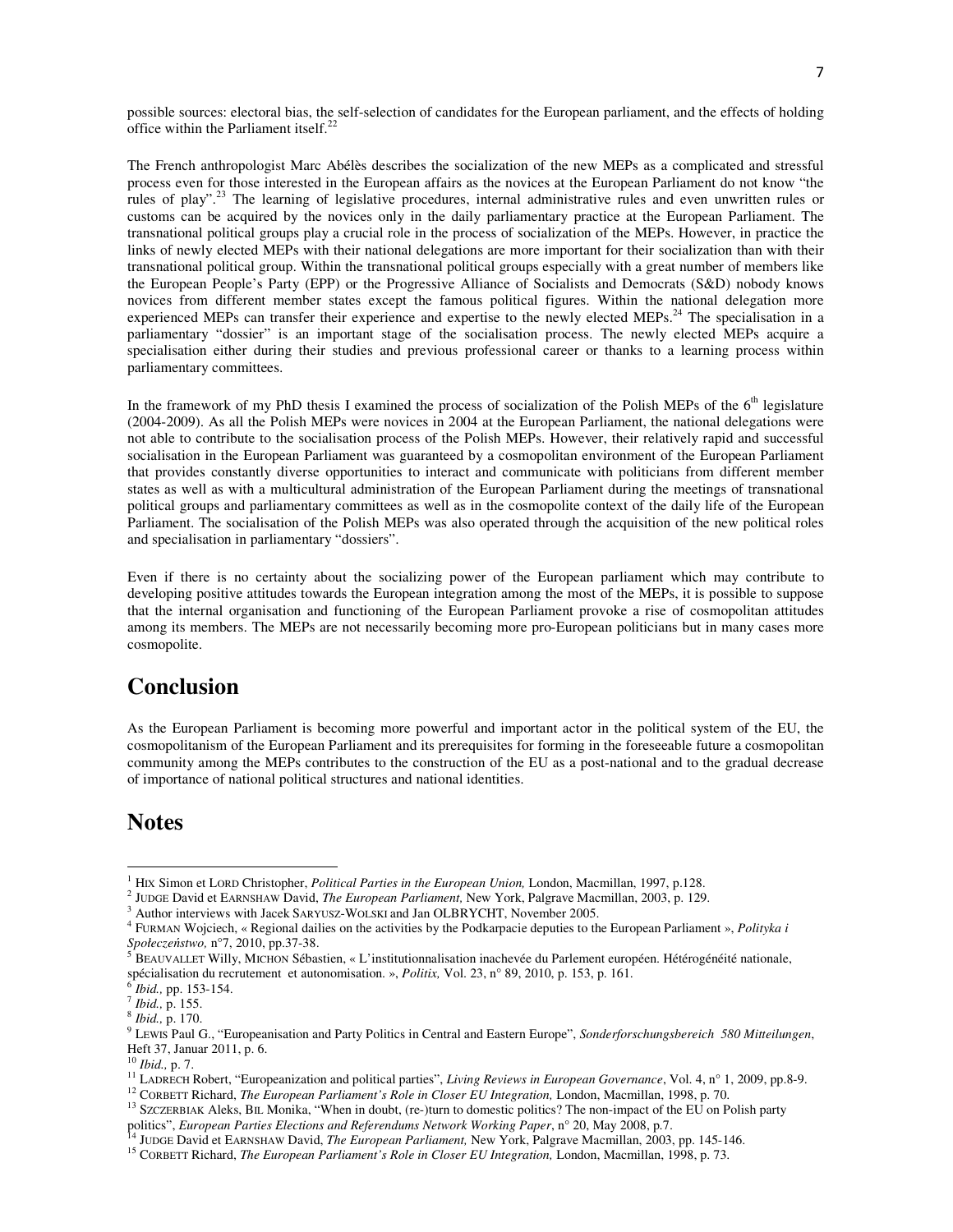possible sources: electoral bias, the self-selection of candidates for the European parliament, and the effects of holding office within the Parliament itself.[22]

The French anthropologist Marc Abélès describes the socialization of the new MEPs as a complicated and stressful process even for those interested in the European affairs as the novices at the European Parliament do not know "the rules of play".[23] The learning of legislative procedures, internal administrative rules and even unwritten rules or customs can be acquired by the novices only in the daily parliamentary practice at the European Parliament. The transnational political groups play a crucial role in the process of socialization of the MEPs. However, in practice the links of newly elected MEPs with their national delegations are more important for their socialization than with their transnational political group. Within the transnational political groups especially with a great number of members like the European People's Party (EPP) or the Progressive Alliance of Socialists and Democrats (S&D) nobody knows novices from different member states except the famous political figures. Within the national delegation more experienced MEPs can transfer their experience and expertise to the newly elected MEPs.[24] The specialisation in a parliamentary "dossier" is an important stage of the socialisation process. The newly elected MEPs acquire a specialisation either during their studies and previous professional career or thanks to a learning process within parliamentary committees.

In the framework of my PhD thesis I examined the process of socialization of the Polish MEPs of the 6th legislature (2004-2009). As all the Polish MEPs were novices in 2004 at the European Parliament, the national delegations were not able to contribute to the socialisation process of the Polish MEPs. However, their relatively rapid and successful socialisation in the European Parliament was guaranteed by a cosmopolitan environment of the European Parliament that provides constantly diverse opportunities to interact and communicate with politicians from different member states as well as with a multicultural administration of the European Parliament during the meetings of transnational political groups and parliamentary committees as well as in the cosmopolite context of the daily life of the European Parliament. The socialisation of the Polish MEPs was also operated through the acquisition of the new political roles and specialisation in parliamentary "dossiers".

Even if there is no certainty about the socializing power of the European parliament which may contribute to developing positive attitudes towards the European integration among the most of the MEPs, it is possible to suppose that the internal organisation and functioning of the European Parliament provoke a rise of cosmopolitan attitudes among its members. The MEPs are not necessarily becoming more pro-European politicians but in many cases more cosmopolite.

## Conclusion

As the European Parliament is becoming more powerful and important actor in the political system of the EU, the cosmopolitanism of the European Parliament and its prerequisites for forming in the foreseeable future a cosmopolitan community among the MEPs contributes to the construction of the EU as a post-national and to the gradual decrease of importance of national political structures and national identities.

## Notes

[1] HIX Simon et LORD Christopher, *Political Parties in the European Union,* London, Macmillan, 1997, p.128.

[2] JUDGE David et EARNSHAW David, *The European Parliament,* New York, Palgrave Macmillan, 2003, p. 129.

[3] Author interviews with Jacek SARYUSZ-WOLSKI and Jan OLBRYCHT, November 2005.

[4] FURMAN Wojciech, « Regional dailies on the activities by the Podkarpacie deputies to the European Parliament », *Polityka i Społeczeństwo,* n°7, 2010, pp.37-38.

[5] BEAUVALLET Willy, MICHON Sébastien, « L'institutionnalisation inachevée du Parlement européen. Hétérogénéité nationale, spécialisation du recrutement et autonomisation. », *Politix,* Vol. 23, n° 89, 2010, p. 153, p. 161.

[6] *Ibid.,* pp. 153-154.

[7] *Ibid.,* p. 155.

[8] *Ibid.,* p. 170.

[9] LEWIS Paul G., "Europeanisation and Party Politics in Central and Eastern Europe", *Sonderforschungsbereich 580 Mitteilungen*, Heft 37, Januar 2011, p. 6.

[10] *Ibid.,* p. 7.

[11] LADRECH Robert, "Europeanization and political parties", *Living Reviews in European Governance*, Vol. 4, n° 1, 2009, pp.8-9.

[12] CORBETT Richard, *The European Parliament's Role in Closer EU Integration,* London, Macmillan, 1998, p. 70.

[13] SZCZERBIAK Aleks, BIL Monika, "When in doubt, (re-)turn to domestic politics? The non-impact of the EU on Polish party politics", *European Parties Elections and Referendums Network Working Paper*, n° 20, May 2008, p.7.

[14] JUDGE David et EARNSHAW David, *The European Parliament,* New York, Palgrave Macmillan, 2003, pp. 145-146.

[15] CORBETT Richard, *The European Parliament's Role in Closer EU Integration,* London, Macmillan, 1998, p. 73.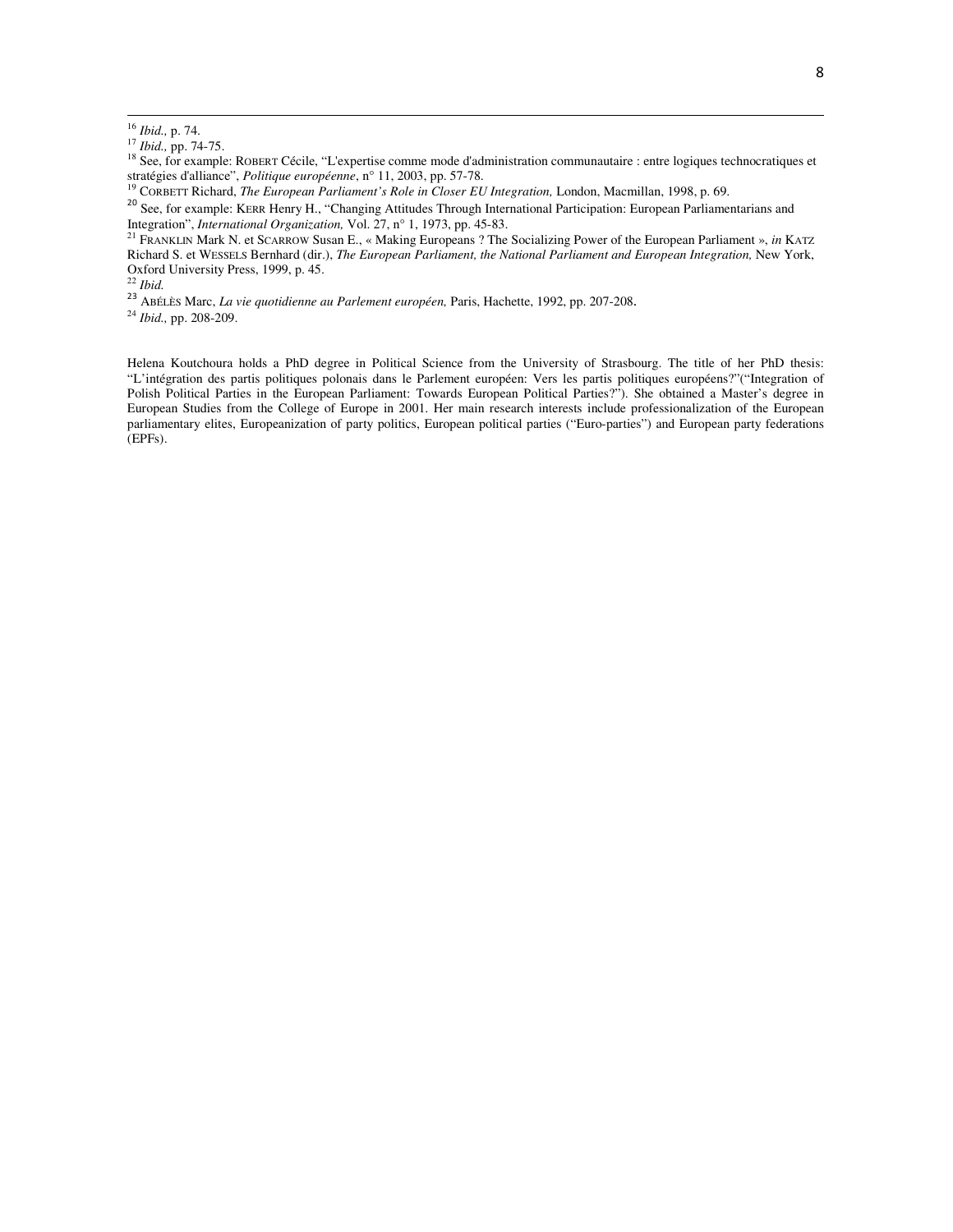[16] *Ibid.,* p. 74.

[17] *Ibid.,* pp. 74-75.

[18] See, for example: ROBERT Cécile, "L'expertise comme mode d'administration communautaire : entre logiques technocratiques et stratégies d'alliance", *Politique européenne*, n° 11, 2003, pp. 57-78.

[19] CORBETT Richard, *The European Parliament's Role in Closer EU Integration,* London, Macmillan, 1998, p. 69.

[20] See, for example: KERR Henry H., "Changing Attitudes Through International Participation: European Parliamentarians and Integration", *International Organization,* Vol. 27, n° 1, 1973, pp. 45-83.

[21] FRANKLIN Mark N. et SCARROW Susan E., « Making Europeans ? The Socializing Power of the European Parliament », *in* KATZ Richard S. et WESSELS Bernhard (dir.), *The European Parliament, the National Parliament and European Integration,* New York, Oxford University Press, 1999, p. 45.

[22] *Ibid.*

[23] ABÉLÈS Marc, *La vie quotidienne au Parlement européen,* Paris, Hachette, 1992, pp. 207-208.

[24] *Ibid.,* pp. 208-209.

Helena Koutchoura holds a PhD degree in Political Science from the University of Strasbourg. The title of her PhD thesis: "L'intégration des partis politiques polonais dans le Parlement européen: Vers les partis politiques européens?"("Integration of Polish Political Parties in the European Parliament: Towards European Political Parties?"). She obtained a Master's degree in European Studies from the College of Europe in 2001. Her main research interests include professionalization of the European parliamentary elites, Europeanization of party politics, European political parties ("Euro-parties") and European party federations (EPFs).